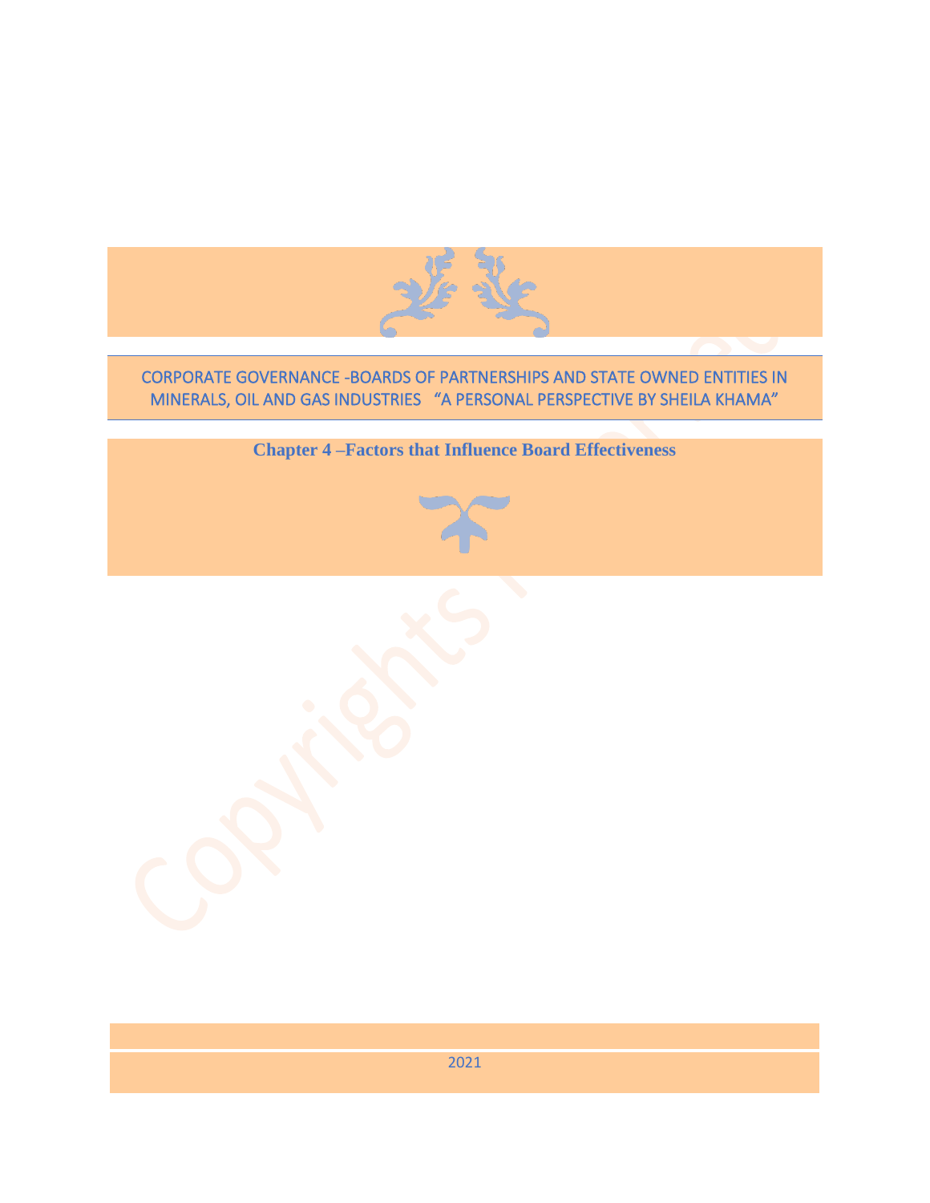# CORPORATE GOVERNANCE -BOARDS OF PARTNERSHIPS AND STATE OWNED ENTITIES IN MINERALS, OIL AND GAS INDUSTRIES "A PERSONAL PERSPECTIVE BY SHEILA KHAMA"

## Chapter 4 –Factors that Influence Board Effectiveness

2021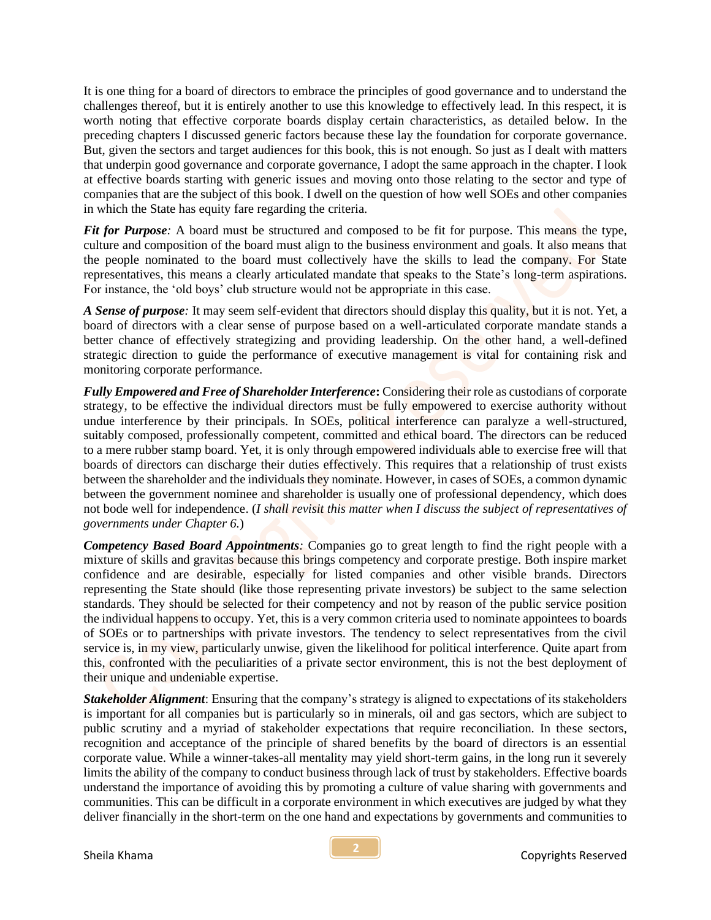It is one thing for a board of directors to embrace the principles of good governance and to understand the challenges thereof, but it is entirely another to use this knowledge to effectively lead. In this respect, it is worth noting that effective corporate boards display certain characteristics, as detailed below. In the preceding chapters I discussed generic factors because these lay the foundation for corporate governance. But, given the sectors and target audiences for this book, this is not enough. So just as I dealt with matters that underpin good governance and corporate governance, I adopt the same approach in the chapter. I look at effective boards starting with generic issues and moving onto those relating to the sector and type of companies that are the subject of this book. I dwell on the question of how well SOEs and other companies in which the State has equity fare regarding the criteria.

***Fit for Purpose****:* A board must be structured and composed to be fit for purpose. This means the type, culture and composition of the board must align to the business environment and goals. It also means that the people nominated to the board must collectively have the skills to lead the company. For State representatives, this means a clearly articulated mandate that speaks to the State's long-term aspirations. For instance, the 'old boys' club structure would not be appropriate in this case.

***A Sense of purpose****:* It may seem self-evident that directors should display this quality, but it is not. Yet, a board of directors with a clear sense of purpose based on a well-articulated corporate mandate stands a better chance of effectively strategizing and providing leadership. On the other hand, a well-defined strategic direction to guide the performance of executive management is vital for containing risk and monitoring corporate performance.

***Fully Empowered and Free of Shareholder Interference*****:** Considering their role as custodians of corporate strategy, to be effective the individual directors must be fully empowered to exercise authority without undue interference by their principals. In SOEs, political interference can paralyze a well-structured, suitably composed, professionally competent, committed and ethical board. The directors can be reduced to a mere rubber stamp board. Yet, it is only through empowered individuals able to exercise free will that boards of directors can discharge their duties effectively. This requires that a relationship of trust exists between the shareholder and the individuals they nominate. However, in cases of SOEs, a common dynamic between the government nominee and shareholder is usually one of professional dependency, which does not bode well for independence. (*I shall revisit this matter when I discuss the subject of representatives of governments under Chapter 6.*)

***Competency Based Board Appointments****:* Companies go to great length to find the right people with a mixture of skills and gravitas because this brings competency and corporate prestige. Both inspire market confidence and are desirable, especially for listed companies and other visible brands. Directors representing the State should (like those representing private investors) be subject to the same selection standards. They should be selected for their competency and not by reason of the public service position the individual happens to occupy. Yet, this is a very common criteria used to nominate appointees to boards of SOEs or to partnerships with private investors. The tendency to select representatives from the civil service is, in my view, particularly unwise, given the likelihood for political interference. Quite apart from this, confronted with the peculiarities of a private sector environment, this is not the best deployment of their unique and undeniable expertise.

***Stakeholder Alignment***: Ensuring that the company's strategy is aligned to expectations of its stakeholders is important for all companies but is particularly so in minerals, oil and gas sectors, which are subject to public scrutiny and a myriad of stakeholder expectations that require reconciliation. In these sectors, recognition and acceptance of the principle of shared benefits by the board of directors is an essential corporate value. While a winner-takes-all mentality may yield short-term gains, in the long run it severely limits the ability of the company to conduct business through lack of trust by stakeholders. Effective boards understand the importance of avoiding this by promoting a culture of value sharing with governments and communities. This can be difficult in a corporate environment in which executives are judged by what they deliver financially in the short-term on the one hand and expectations by governments and communities to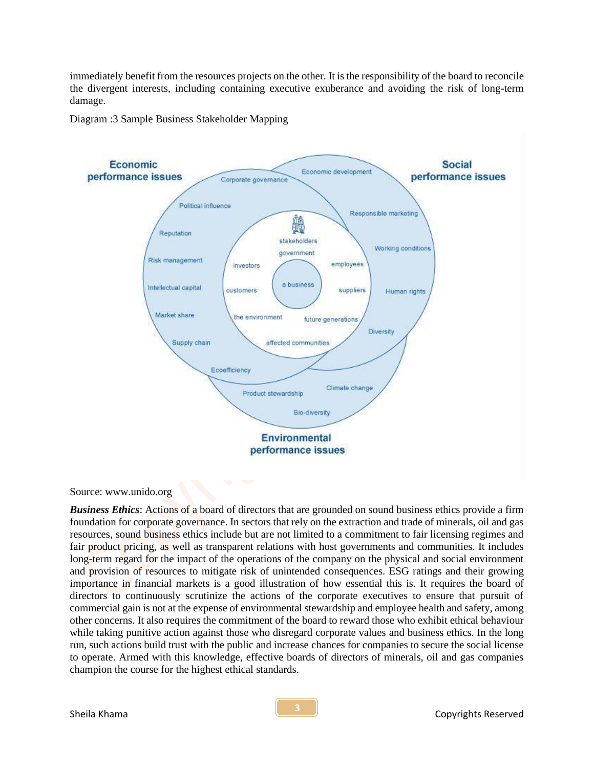immediately benefit from the resources projects on the other. It is the responsibility of the board to reconcile the divergent interests, including containing executive exuberance and avoiding the risk of long-term damage.

Diagram :3 Sample Business Stakeholder Mapping

Source: www.unido.org

***Business Ethics***: Actions of a board of directors that are grounded on sound business ethics provide a firm foundation for corporate governance. In sectors that rely on the extraction and trade of minerals, oil and gas resources, sound business ethics include but are not limited to a commitment to fair licensing regimes and fair product pricing, as well as transparent relations with host governments and communities. It includes long-term regard for the impact of the operations of the company on the physical and social environment and provision of resources to mitigate risk of unintended consequences. ESG ratings and their growing importance in financial markets is a good illustration of how essential this is. It requires the board of directors to continuously scrutinize the actions of the corporate executives to ensure that pursuit of commercial gain is not at the expense of environmental stewardship and employee health and safety, among other concerns. It also requires the commitment of the board to reward those who exhibit ethical behaviour while taking punitive action against those who disregard corporate values and business ethics. In the long run, such actions build trust with the public and increase chances for companies to secure the social license to operate. Armed with this knowledge, effective boards of directors of minerals, oil and gas companies champion the course for the highest ethical standards.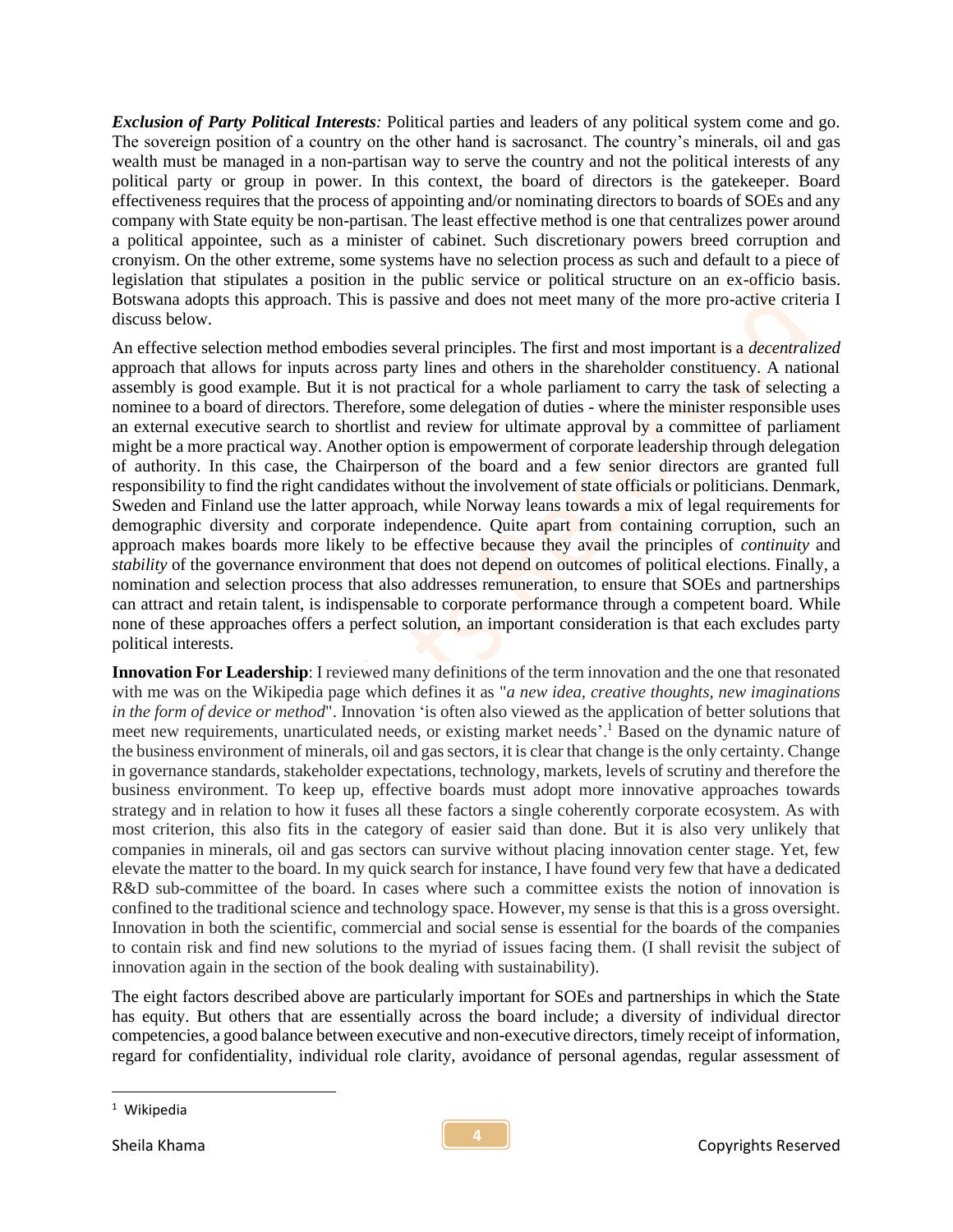***Exclusion of Party Political Interests:*** Political parties and leaders of any political system come and go. The sovereign position of a country on the other hand is sacrosanct. The country's minerals, oil and gas wealth must be managed in a non-partisan way to serve the country and not the political interests of any political party or group in power. In this context, the board of directors is the gatekeeper. Board effectiveness requires that the process of appointing and/or nominating directors to boards of SOEs and any company with State equity be non-partisan. The least effective method is one that centralizes power around a political appointee, such as a minister of cabinet. Such discretionary powers breed corruption and cronyism. On the other extreme, some systems have no selection process as such and default to a piece of legislation that stipulates a position in the public service or political structure on an ex-officio basis. Botswana adopts this approach. This is passive and does not meet many of the more pro-active criteria I discuss below.

An effective selection method embodies several principles. The first and most important is a *decentralized* approach that allows for inputs across party lines and others in the shareholder constituency. A national assembly is good example. But it is not practical for a whole parliament to carry the task of selecting a nominee to a board of directors. Therefore, some delegation of duties - where the minister responsible uses an external executive search to shortlist and review for ultimate approval by a committee of parliament might be a more practical way. Another option is empowerment of corporate leadership through delegation of authority. In this case, the Chairperson of the board and a few senior directors are granted full responsibility to find the right candidates without the involvement of state officials or politicians. Denmark, Sweden and Finland use the latter approach, while Norway leans towards a mix of legal requirements for demographic diversity and corporate independence. Quite apart from containing corruption, such an approach makes boards more likely to be effective because they avail the principles of *continuity* and *stability* of the governance environment that does not depend on outcomes of political elections. Finally, a nomination and selection process that also addresses remuneration, to ensure that SOEs and partnerships can attract and retain talent, is indispensable to corporate performance through a competent board. While none of these approaches offers a perfect solution, an important consideration is that each excludes party political interests.

**Innovation For Leadership**: I reviewed many definitions of the term innovation and the one that resonated with me was on the Wikipedia page which defines it as "*a new idea, creative thoughts, new imaginations in the form of device or method*". Innovation 'is often also viewed as the application of better solutions that meet new requirements, unarticulated needs, or existing market needs'.[1] Based on the dynamic nature of the business environment of minerals, oil and gas sectors, it is clear that change is the only certainty. Change in governance standards, stakeholder expectations, technology, markets, levels of scrutiny and therefore the business environment. To keep up, effective boards must adopt more innovative approaches towards strategy and in relation to how it fuses all these factors a single coherently corporate ecosystem. As with most criterion, this also fits in the category of easier said than done. But it is also very unlikely that companies in minerals, oil and gas sectors can survive without placing innovation center stage. Yet, few elevate the matter to the board. In my quick search for instance, I have found very few that have a dedicated R&D sub-committee of the board. In cases where such a committee exists the notion of innovation is confined to the traditional science and technology space. However, my sense is that this is a gross oversight. Innovation in both the scientific, commercial and social sense is essential for the boards of the companies to contain risk and find new solutions to the myriad of issues facing them. (I shall revisit the subject of innovation again in the section of the book dealing with sustainability).

The eight factors described above are particularly important for SOEs and partnerships in which the State has equity. But others that are essentially across the board include; a diversity of individual director competencies, a good balance between executive and non-executive directors, timely receipt of information, regard for confidentiality, individual role clarity, avoidance of personal agendas, regular assessment of

[1] Wikipedia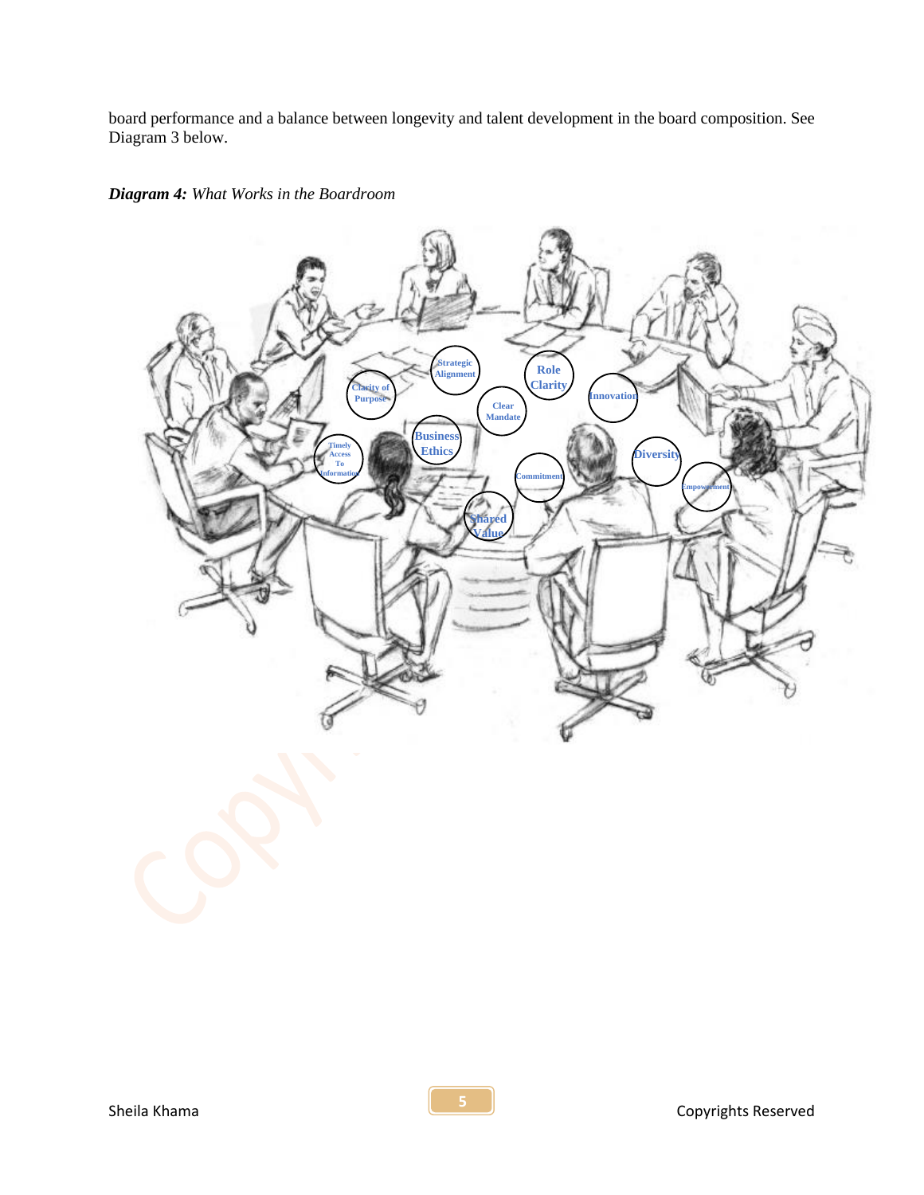board performance and a balance between longevity and talent development in the board composition. See Diagram 3 below.

***Diagram 4:*** *What Works in the Boardroom*

Strategic Alignment

Role Clarity

Clarity of Purpose

Clear Mandate

Innovation

Business Ethics

Timely Access To Information

Diversity

Commitment

Empowerment

Shared Value